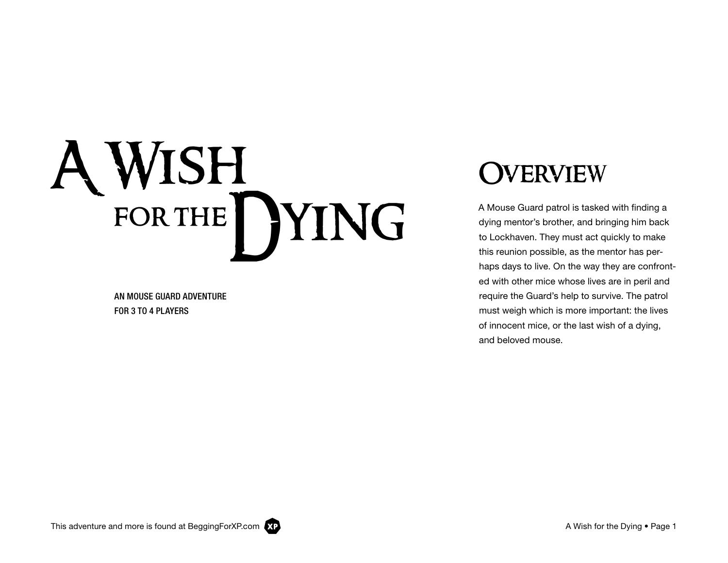# A Wish for the Dying

AN MOUSE GUARD ADVENTURE
FOR 3 TO 4 PLAYERS

## Overview

A Mouse Guard patrol is tasked with finding a dying mentor's brother, and bringing him back to Lockhaven. They must act quickly to make this reunion possible, as the mentor has perhaps days to live. On the way they are confronted with other mice whose lives are in peril and require the Guard's help to survive. The patrol must weigh which is more important: the lives of innocent mice, or the last wish of a dying, and beloved mouse.

This adventure and more is found at BeggingForXP.com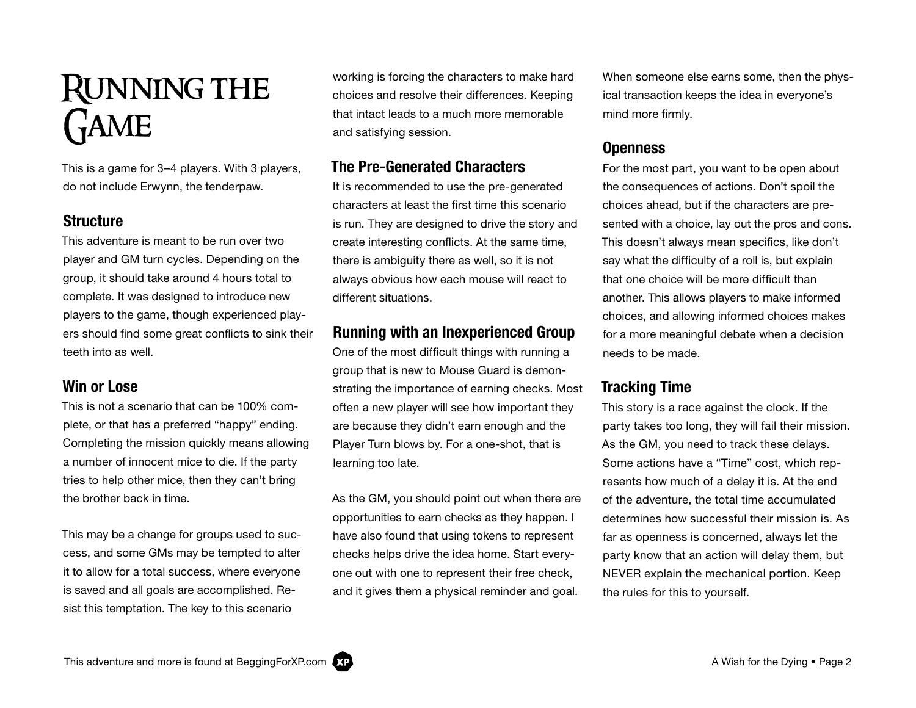# Running the Game

This is a game for 3–4 players. With 3 players, do not include Erwynn, the tenderpaw.

## Structure

This adventure is meant to be run over two player and GM turn cycles. Depending on the group, it should take around 4 hours total to complete. It was designed to introduce new players to the game, though experienced players should find some great conflicts to sink their teeth into as well.

## Win or Lose

This is not a scenario that can be 100% complete, or that has a preferred "happy" ending. Completing the mission quickly means allowing a number of innocent mice to die. If the party tries to help other mice, then they can't bring the brother back in time.

This may be a change for groups used to success, and some GMs may be tempted to alter it to allow for a total success, where everyone is saved and all goals are accomplished. Resist this temptation. The key to this scenario working is forcing the characters to make hard choices and resolve their differences. Keeping that intact leads to a much more memorable and satisfying session.

## The Pre-Generated Characters

It is recommended to use the pre-generated characters at least the first time this scenario is run. They are designed to drive the story and create interesting conflicts. At the same time, there is ambiguity there as well, so it is not always obvious how each mouse will react to different situations.

## Running with an Inexperienced Group

One of the most difficult things with running a group that is new to Mouse Guard is demonstrating the importance of earning checks. Most often a new player will see how important they are because they didn't earn enough and the Player Turn blows by. For a one-shot, that is learning too late.

As the GM, you should point out when there are opportunities to earn checks as they happen. I have also found that using tokens to represent checks helps drive the idea home. Start everyone out with one to represent their free check, and it gives them a physical reminder and goal. When someone else earns some, then the physical transaction keeps the idea in everyone's mind more firmly.

## Openness

For the most part, you want to be open about the consequences of actions. Don't spoil the choices ahead, but if the characters are presented with a choice, lay out the pros and cons. This doesn't always mean specifics, like don't say what the difficulty of a roll is, but explain that one choice will be more difficult than another. This allows players to make informed choices, and allowing informed choices makes for a more meaningful debate when a decision needs to be made.

## Tracking Time

This story is a race against the clock. If the party takes too long, they will fail their mission. As the GM, you need to track these delays. Some actions have a "Time" cost, which represents how much of a delay it is. At the end of the adventure, the total time accumulated determines how successful their mission is. As far as openness is concerned, always let the party know that an action will delay them, but NEVER explain the mechanical portion. Keep the rules for this to yourself.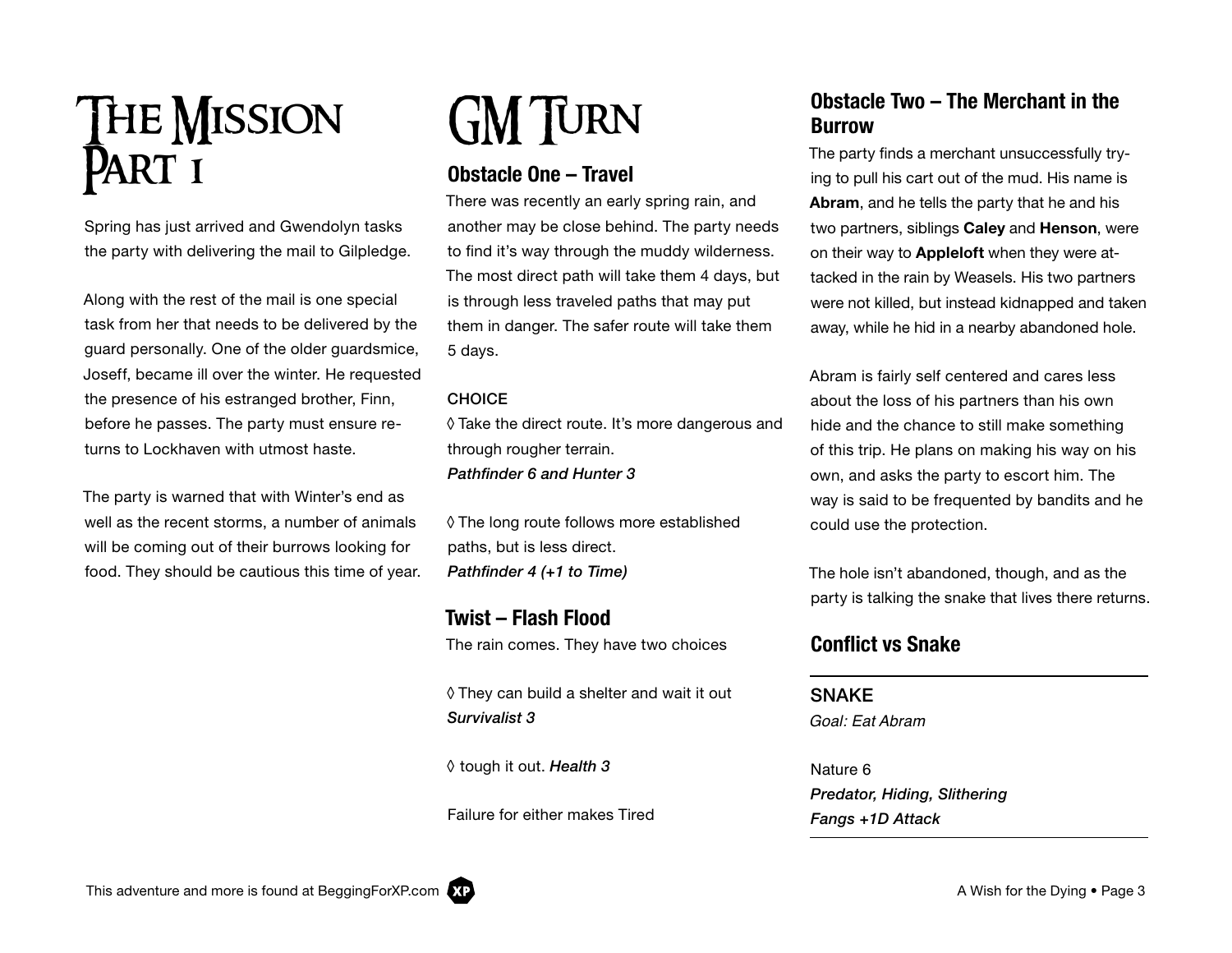# The Mission Part 1

Spring has just arrived and Gwendolyn tasks the party with delivering the mail to Gilpledge.

Along with the rest of the mail is one special task from her that needs to be delivered by the guard personally. One of the older guardsmice, Joseff, became ill over the winter. He requested the presence of his estranged brother, Finn, before he passes. The party must ensure returns to Lockhaven with utmost haste.

The party is warned that with Winter's end as well as the recent storms, a number of animals will be coming out of their burrows looking for food. They should be cautious this time of year.

# GM Turn

## Obstacle One – Travel

There was recently an early spring rain, and another may be close behind. The party needs to find it's way through the muddy wilderness. The most direct path will take them 4 days, but is through less traveled paths that may put them in danger. The safer route will take them 5 days.

CHOICE

◊ Take the direct route. It's more dangerous and through rougher terrain.
***Pathfinder 6 and Hunter 3***

◊ The long route follows more established paths, but is less direct.
***Pathfinder 4 (+1 to Time)***

## Twist – Flash Flood

The rain comes. They have two choices

◊ They can build a shelter and wait it out
***Survivalist 3***

◊ tough it out. ***Health 3***

Failure for either makes Tired

## Obstacle Two – The Merchant in the Burrow

The party finds a merchant unsuccessfully trying to pull his cart out of the mud. His name is **Abram**, and he tells the party that he and his two partners, siblings **Caley** and **Henson**, were on their way to **Appleloft** when they were attacked in the rain by Weasels. His two partners were not killed, but instead kidnapped and taken away, while he hid in a nearby abandoned hole.

Abram is fairly self centered and cares less about the loss of his partners than his own hide and the chance to still make something of this trip. He plans on making his way on his own, and asks the party to escort him. The way is said to be frequented by bandits and he could use the protection.

The hole isn't abandoned, though, and as the party is talking the snake that lives there returns.

## Conflict vs Snake

SNAKE
*Goal: Eat Abram*

Nature 6
***Predator, Hiding, Slithering***
***Fangs +1D Attack***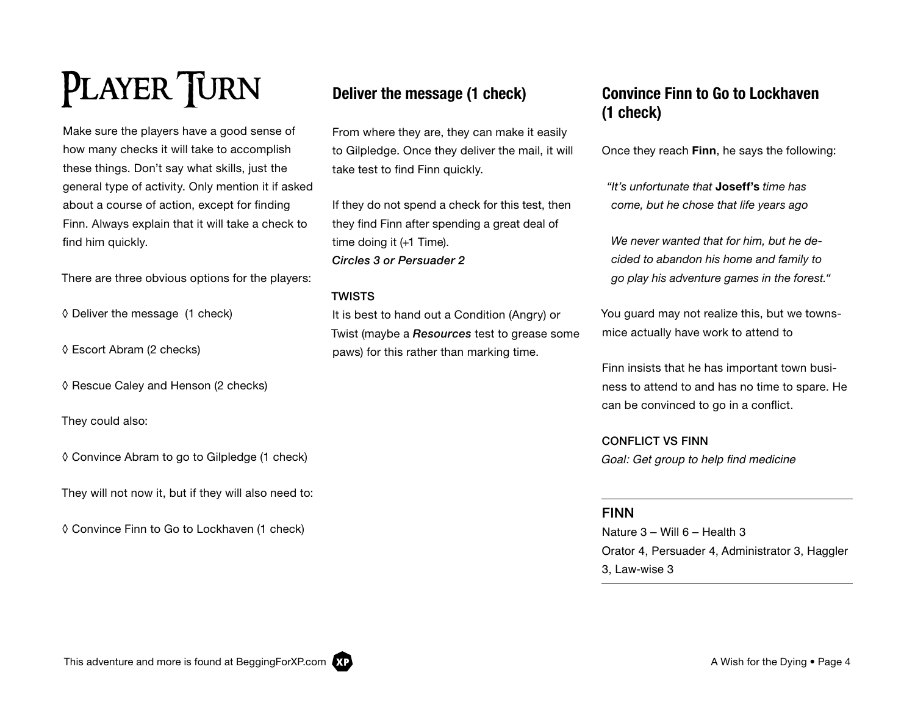# Player Turn

Make sure the players have a good sense of how many checks it will take to accomplish these things. Don't say what skills, just the general type of activity. Only mention it if asked about a course of action, except for finding Finn. Always explain that it will take a check to find him quickly.

There are three obvious options for the players:

◊ Deliver the message (1 check)

◊ Escort Abram (2 checks)

◊ Rescue Caley and Henson (2 checks)

They could also:

◊ Convince Abram to go to Gilpledge (1 check)

They will not now it, but if they will also need to:

◊ Convince Finn to Go to Lockhaven (1 check)

## Deliver the message (1 check)

From where they are, they can make it easily to Gilpledge. Once they deliver the mail, it will take test to find Finn quickly.

If they do not spend a check for this test, then they find Finn after spending a great deal of time doing it (+1 Time).
***Circles 3 or Persuader 2***

**TWISTS**
It is best to hand out a Condition (Angry) or Twist (maybe a ***Resources*** test to grease some paws) for this rather than marking time.

## Convince Finn to Go to Lockhaven (1 check)

Once they reach **Finn**, he says the following:

> *"It's unfortunate that* **Joseff's** *time has come, but he chose that life years ago*
>
> *We never wanted that for him, but he decided to abandon his home and family to go play his adventure games in the forest."*

You guard may not realize this, but we townsmice actually have work to attend to

Finn insists that he has important town business to attend to and has no time to spare. He can be convinced to go in a conflict.

**CONFLICT VS FINN**
*Goal: Get group to help find medicine*

---

**FINN**
Nature 3 – Will 6 – Health 3
Orator 4, Persuader 4, Administrator 3, Haggler 3, Law-wise 3

---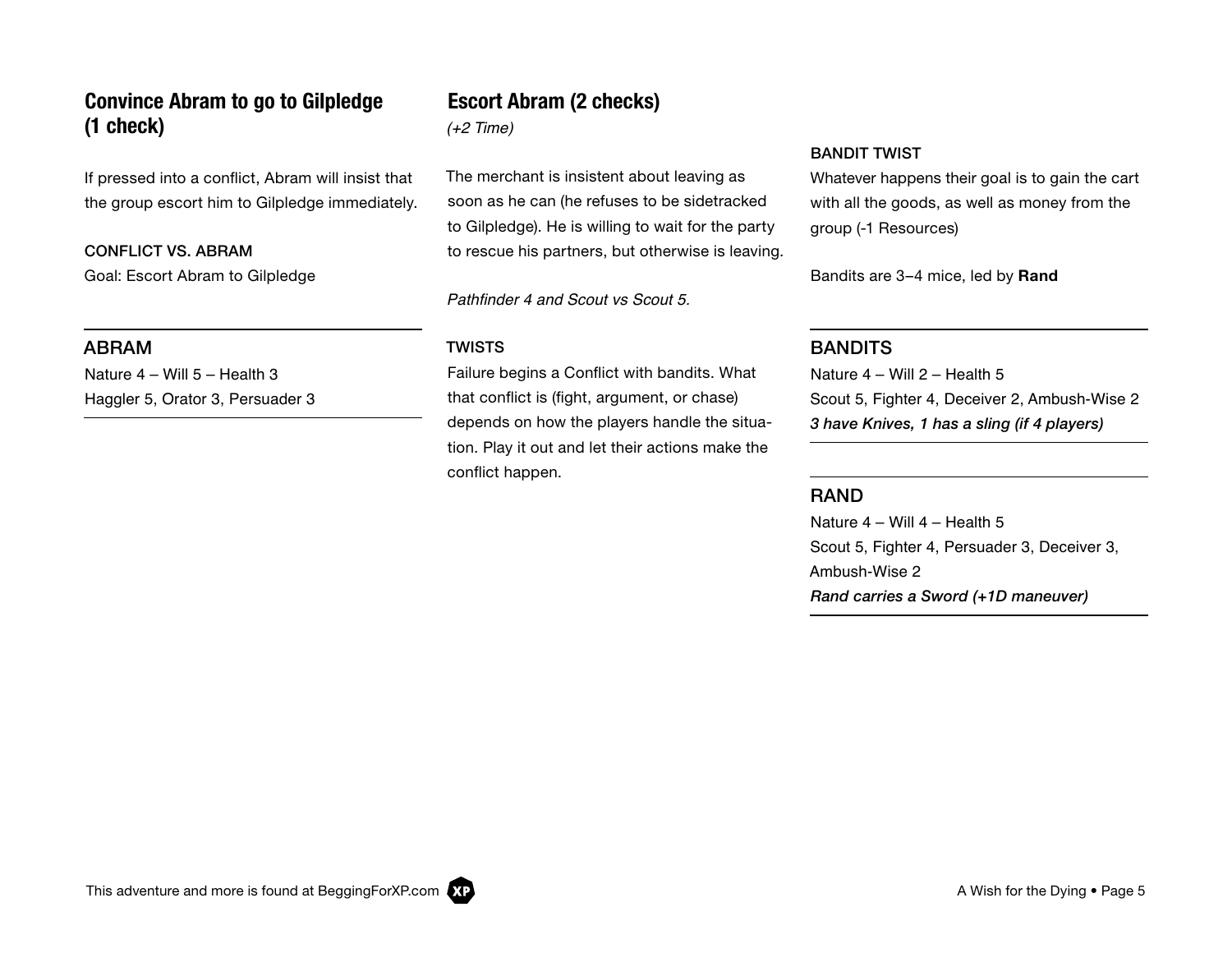## Convince Abram to go to Gilpledge (1 check)

If pressed into a conflict, Abram will insist that the group escort him to Gilpledge immediately.

#### CONFLICT VS. ABRAM

Goal: Escort Abram to Gilpledge

### ABRAM

Nature 4 – Will 5 – Health 3
Haggler 5, Orator 3, Persuader 3

## Escort Abram (2 checks)

*(+2 Time)*

The merchant is insistent about leaving as soon as he can (he refuses to be sidetracked to Gilpledge). He is willing to wait for the party to rescue his partners, but otherwise is leaving.

*Pathfinder 4 and Scout vs Scout 5.*

#### TWISTS

Failure begins a Conflict with bandits. What that conflict is (fight, argument, or chase) depends on how the players handle the situation. Play it out and let their actions make the conflict happen.

#### BANDIT TWIST

Whatever happens their goal is to gain the cart with all the goods, as well as money from the group (-1 Resources)

Bandits are 3–4 mice, led by **Rand**

### BANDITS

Nature 4 – Will 2 – Health 5
Scout 5, Fighter 4, Deceiver 2, Ambush-Wise 2
***3 have Knives, 1 has a sling (if 4 players)***

### RAND

Nature 4 – Will 4 – Health 5
Scout 5, Fighter 4, Persuader 3, Deceiver 3, Ambush-Wise 2
***Rand carries a Sword (+1D maneuver)***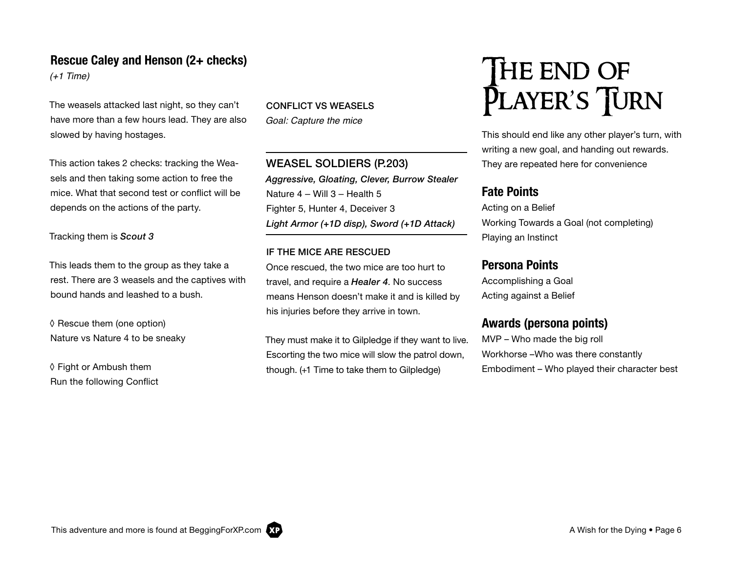## Rescue Caley and Henson (2+ checks)

*(+1 Time)*

The weasels attacked last night, so they can't have more than a few hours lead. They are also slowed by having hostages.

This action takes 2 checks: tracking the Weasels and then taking some action to free the mice. What that second test or conflict will be depends on the actions of the party.

Tracking them is ***Scout 3***

This leads them to the group as they take a rest. There are 3 weasels and the captives with bound hands and leashed to a bush.

◊ Rescue them (one option)
Nature vs Nature 4 to be sneaky

◊ Fight or Ambush them
Run the following Conflict

CONFLICT VS WEASELS
*Goal: Capture the mice*

---

### WEASEL SOLDIERS (P.203)

***Aggressive, Gloating, Clever, Burrow Stealer***
Nature 4 – Will 3 – Health 5
Fighter 5, Hunter 4, Deceiver 3
***Light Armor (+1D disp), Sword (+1D Attack)***

---

IF THE MICE ARE RESCUED

Once rescued, the two mice are too hurt to travel, and require a ***Healer 4***. No success means Henson doesn't make it and is killed by his injuries before they arrive in town.

They must make it to Gilpledge if they want to live. Escorting the two mice will slow the patrol down, though. (+1 Time to take them to Gilpledge)

# The end of Player's Turn

This should end like any other player's turn, with writing a new goal, and handing out rewards. They are repeated here for convenience

## Fate Points

Acting on a Belief
Working Towards a Goal (not completing)
Playing an Instinct

## Persona Points

Accomplishing a Goal
Acting against a Belief

## Awards (persona points)

MVP – Who made the big roll
Workhorse –Who was there constantly
Embodiment – Who played their character best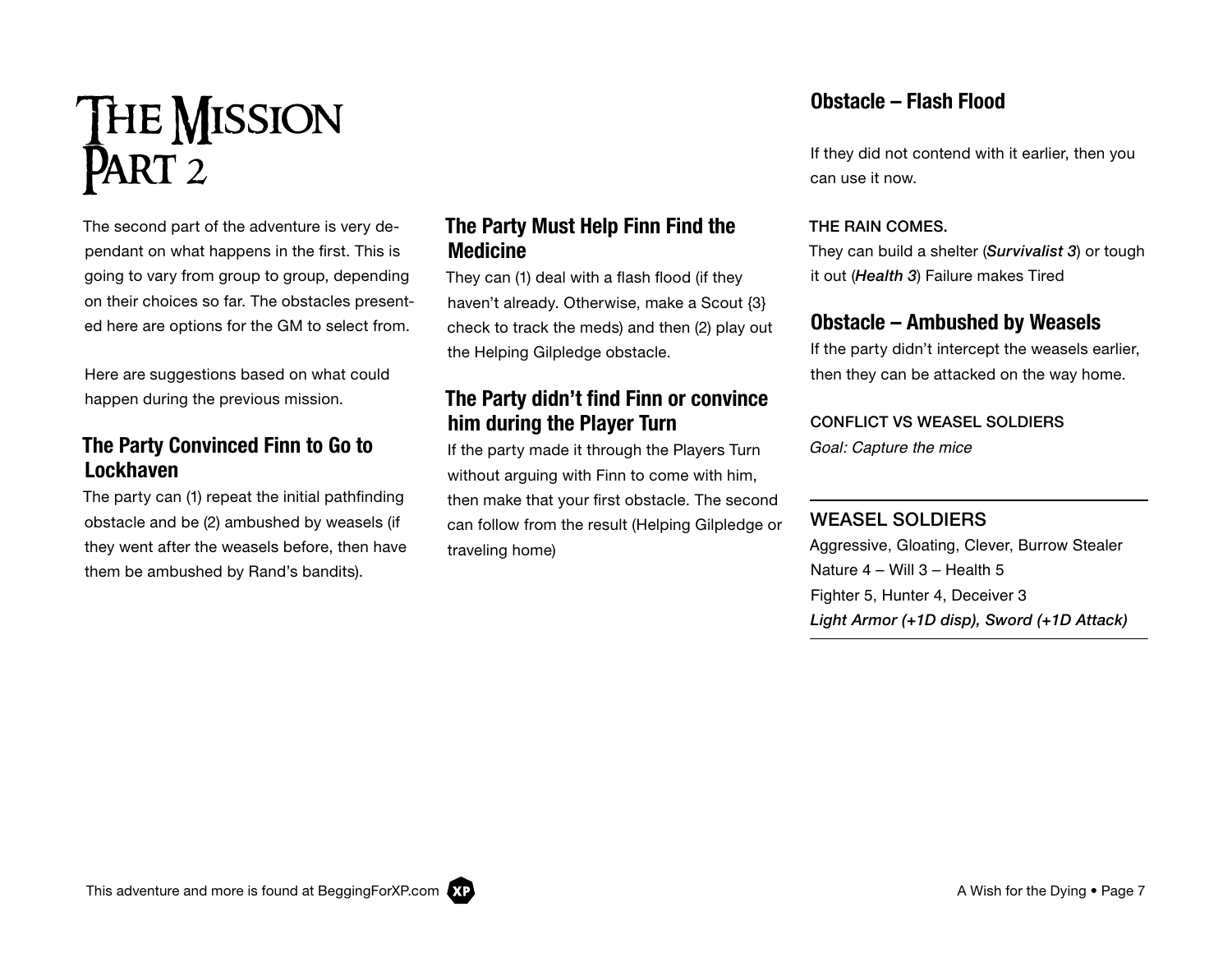# The Mission Part 2

The second part of the adventure is very dependant on what happens in the first. This is going to vary from group to group, depending on their choices so far. The obstacles presented here are options for the GM to select from.

Here are suggestions based on what could happen during the previous mission.

## The Party Convinced Finn to Go to Lockhaven

The party can (1) repeat the initial pathfinding obstacle and be (2) ambushed by weasels (if they went after the weasels before, then have them be ambushed by Rand's bandits).

## The Party Must Help Finn Find the Medicine

They can (1) deal with a flash flood (if they haven't already. Otherwise, make a Scout {3} check to track the meds) and then (2) play out the Helping Gilpledge obstacle.

## The Party didn't find Finn or convince him during the Player Turn

If the party made it through the Players Turn without arguing with Finn to come with him, then make that your first obstacle. The second can follow from the result (Helping Gilpledge or traveling home)

## Obstacle – Flash Flood

If they did not contend with it earlier, then you can use it now.

#### THE RAIN COMES.

They can build a shelter (***Survivalist 3***) or tough it out (***Health 3***) Failure makes Tired

## Obstacle – Ambushed by Weasels

If the party didn't intercept the weasels earlier, then they can be attacked on the way home.

#### CONFLICT VS WEASEL SOLDIERS

*Goal: Capture the mice*

---

### WEASEL SOLDIERS

Aggressive, Gloating, Clever, Burrow Stealer

Nature 4 – Will 3 – Health 5

Fighter 5, Hunter 4, Deceiver 3

***Light Armor (+1D disp), Sword (+1D Attack)***

---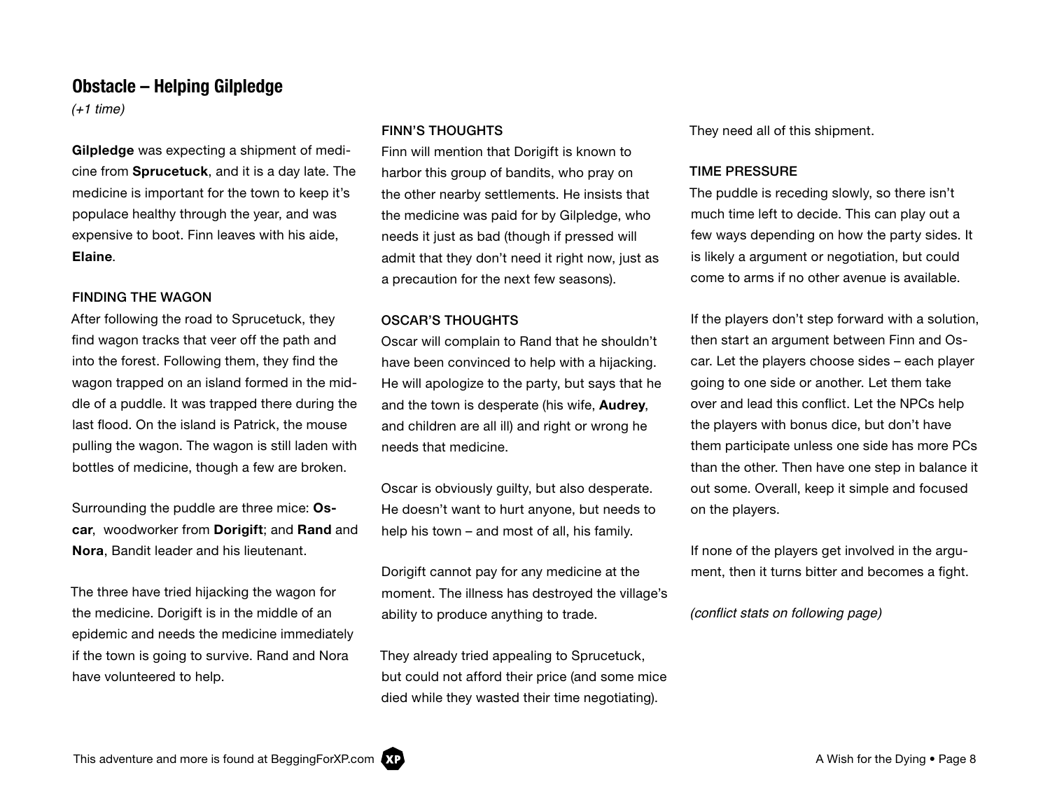## Obstacle – Helping Gilpledge

*(+1 time)*

**Gilpledge** was expecting a shipment of medicine from **Sprucetuck**, and it is a day late. The medicine is important for the town to keep it's populace healthy through the year, and was expensive to boot. Finn leaves with his aide, **Elaine**.

### FINDING THE WAGON

After following the road to Sprucetuck, they find wagon tracks that veer off the path and into the forest. Following them, they find the wagon trapped on an island formed in the middle of a puddle. It was trapped there during the last flood. On the island is Patrick, the mouse pulling the wagon. The wagon is still laden with bottles of medicine, though a few are broken.

Surrounding the puddle are three mice: **Oscar**, woodworker from **Dorigift**; and **Rand** and **Nora**, Bandit leader and his lieutenant.

The three have tried hijacking the wagon for the medicine. Dorigift is in the middle of an epidemic and needs the medicine immediately if the town is going to survive. Rand and Nora have volunteered to help.

### FINN'S THOUGHTS

Finn will mention that Dorigift is known to harbor this group of bandits, who pray on the other nearby settlements. He insists that the medicine was paid for by Gilpledge, who needs it just as bad (though if pressed will admit that they don't need it right now, just as a precaution for the next few seasons).

### OSCAR'S THOUGHTS

Oscar will complain to Rand that he shouldn't have been convinced to help with a hijacking. He will apologize to the party, but says that he and the town is desperate (his wife, **Audrey**, and children are all ill) and right or wrong he needs that medicine.

Oscar is obviously guilty, but also desperate. He doesn't want to hurt anyone, but needs to help his town – and most of all, his family.

Dorigift cannot pay for any medicine at the moment. The illness has destroyed the village's ability to produce anything to trade.

They already tried appealing to Sprucetuck, but could not afford their price (and some mice died while they wasted their time negotiating). They need all of this shipment.

### TIME PRESSURE

The puddle is receding slowly, so there isn't much time left to decide. This can play out a few ways depending on how the party sides. It is likely a argument or negotiation, but could come to arms if no other avenue is available.

If the players don't step forward with a solution, then start an argument between Finn and Oscar. Let the players choose sides – each player going to one side or another. Let them take over and lead this conflict. Let the NPCs help the players with bonus dice, but don't have them participate unless one side has more PCs than the other. Then have one step in balance it out some. Overall, keep it simple and focused on the players.

If none of the players get involved in the argument, then it turns bitter and becomes a fight.

*(conflict stats on following page)*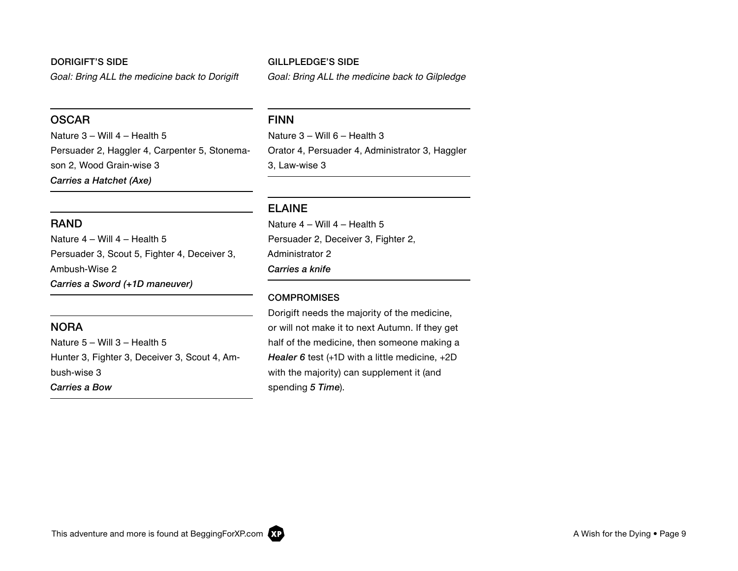### DORIGIFT'S SIDE

*Goal: Bring ALL the medicine back to Dorigift*

#### OSCAR

Nature 3 – Will 4 – Health 5

Persuader 2, Haggler 4, Carpenter 5, Stonemason 2, Wood Grain-wise 3

***Carries a Hatchet (Axe)***

#### RAND

Nature 4 – Will 4 – Health 5

Persuader 3, Scout 5, Fighter 4, Deceiver 3, Ambush-Wise 2

***Carries a Sword (+1D maneuver)***

#### NORA

Nature 5 – Will 3 – Health 5

Hunter 3, Fighter 3, Deceiver 3, Scout 4, Ambush-wise 3

***Carries a Bow***

### GILLPLEDGE'S SIDE

*Goal: Bring ALL the medicine back to Gilpledge*

#### FINN

Nature 3 – Will 6 – Health 3

Orator 4, Persuader 4, Administrator 3, Haggler 3, Law-wise 3

#### ELAINE

Nature 4 – Will 4 – Health 5

Persuader 2, Deceiver 3, Fighter 2, Administrator 2

***Carries a knife***

### COMPROMISES

Dorigift needs the majority of the medicine, or will not make it to next Autumn. If they get half of the medicine, then someone making a ***Healer 6*** test (+1D with a little medicine, +2D with the majority) can supplement it (and spending ***5 Time***).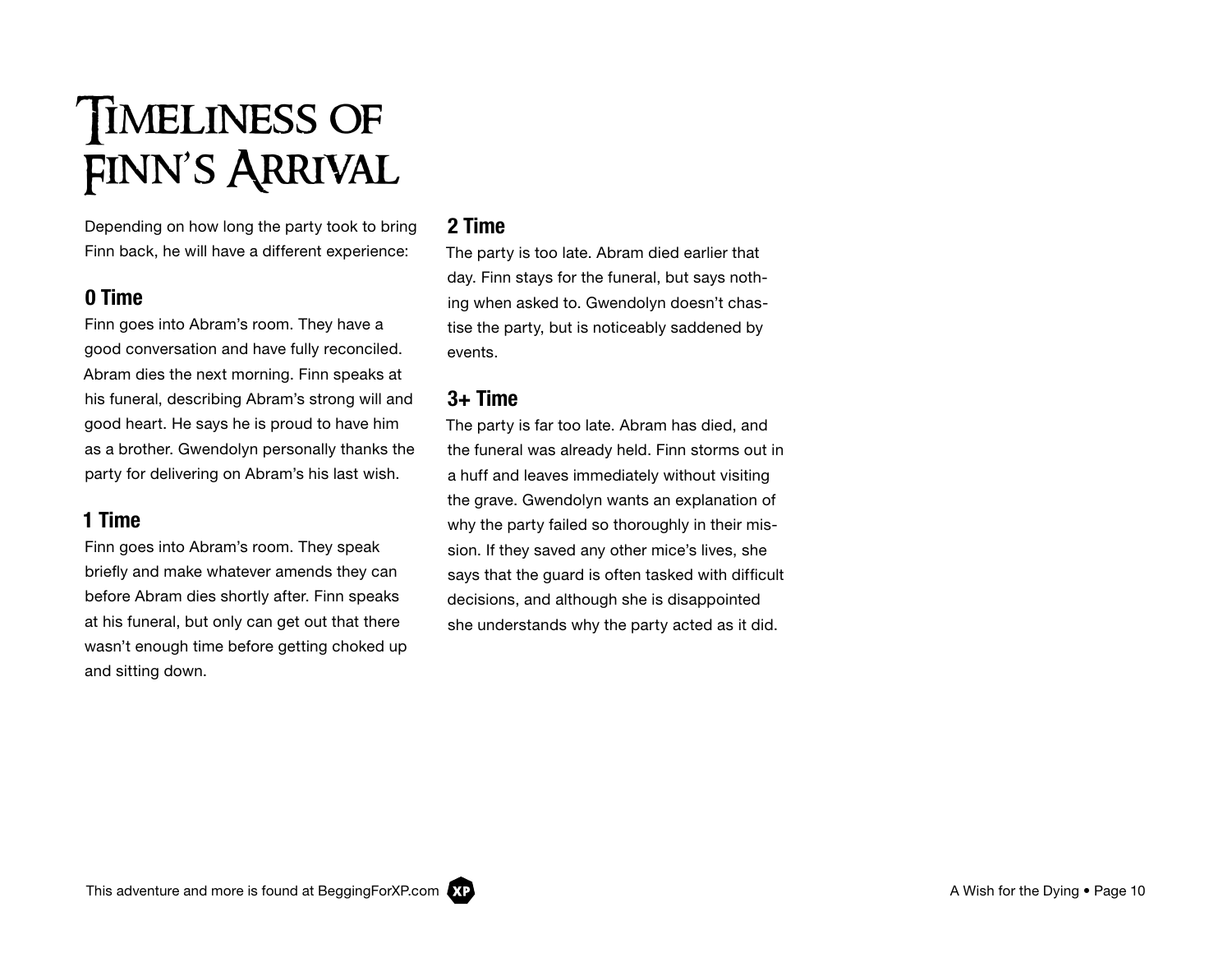# Timeliness of Finn's Arrival

Depending on how long the party took to bring Finn back, he will have a different experience:

## 0 Time

Finn goes into Abram's room. They have a good conversation and have fully reconciled. Abram dies the next morning. Finn speaks at his funeral, describing Abram's strong will and good heart. He says he is proud to have him as a brother. Gwendolyn personally thanks the party for delivering on Abram's his last wish.

## 1 Time

Finn goes into Abram's room. They speak briefly and make whatever amends they can before Abram dies shortly after. Finn speaks at his funeral, but only can get out that there wasn't enough time before getting choked up and sitting down.

## 2 Time

The party is too late. Abram died earlier that day. Finn stays for the funeral, but says nothing when asked to. Gwendolyn doesn't chastise the party, but is noticeably saddened by events.

## 3+ Time

The party is far too late. Abram has died, and the funeral was already held. Finn storms out in a huff and leaves immediately without visiting the grave. Gwendolyn wants an explanation of why the party failed so thoroughly in their mission. If they saved any other mice's lives, she says that the guard is often tasked with difficult decisions, and although she is disappointed she understands why the party acted as it did.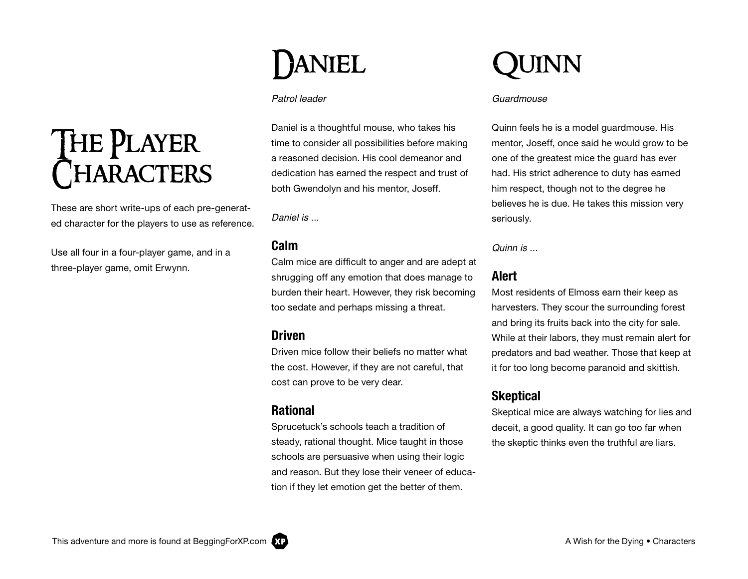# The Player Characters

These are short write-ups of each pre-generated character for the players to use as reference.

Use all four in a four-player game, and in a three-player game, omit Erwynn.

## Daniel

*Patrol leader*

Daniel is a thoughtful mouse, who takes his time to consider all possibilities before making a reasoned decision. His cool demeanor and dedication has earned the respect and trust of both Gwendolyn and his mentor, Joseff.

*Daniel is ...*

### Calm

Calm mice are difficult to anger and are adept at shrugging off any emotion that does manage to burden their heart. However, they risk becoming too sedate and perhaps missing a threat.

### Driven

Driven mice follow their beliefs no matter what the cost. However, if they are not careful, that cost can prove to be very dear.

### Rational

Sprucetuck's schools teach a tradition of steady, rational thought. Mice taught in those schools are persuasive when using their logic and reason. But they lose their veneer of education if they let emotion get the better of them.

## Quinn

*Guardmouse*

Quinn feels he is a model guardmouse. His mentor, Joseff, once said he would grow to be one of the greatest mice the guard has ever had. His strict adherence to duty has earned him respect, though not to the degree he believes he is due. He takes this mission very seriously.

*Quinn is ...*

### Alert

Most residents of Elmoss earn their keep as harvesters. They scour the surrounding forest and bring its fruits back into the city for sale. While at their labors, they must remain alert for predators and bad weather. Those that keep at it for too long become paranoid and skittish.

### Skeptical

Skeptical mice are always watching for lies and deceit, a good quality. It can go too far when the skeptic thinks even the truthful are liars.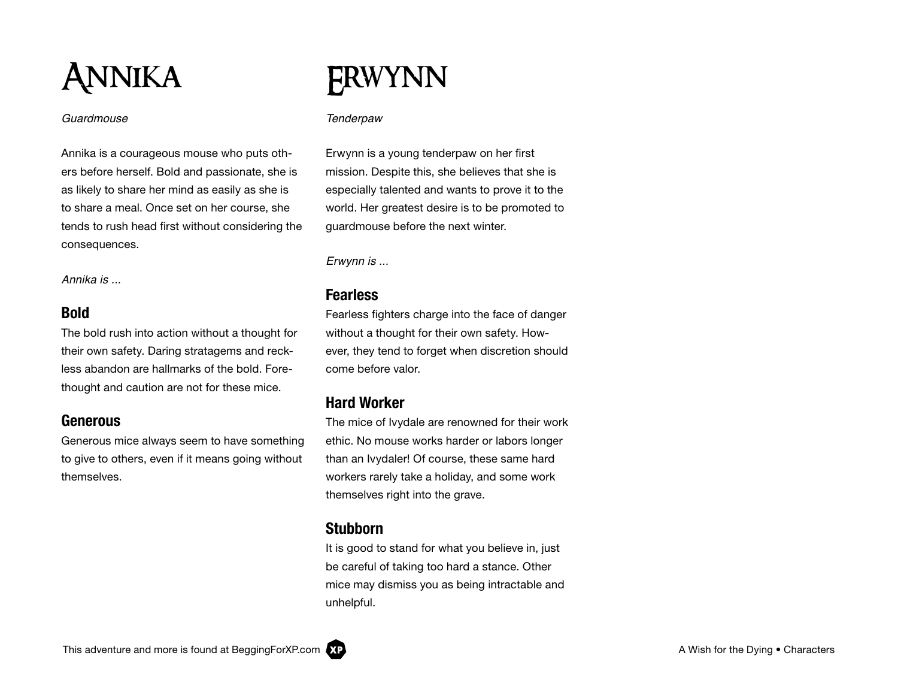# Annika

*Guardmouse*

Annika is a courageous mouse who puts others before herself. Bold and passionate, she is as likely to share her mind as easily as she is to share a meal. Once set on her course, she tends to rush head first without considering the consequences.

*Annika is ...*

## Bold

The bold rush into action without a thought for their own safety. Daring stratagems and reckless abandon are hallmarks of the bold. Forethought and caution are not for these mice.

## Generous

Generous mice always seem to have something to give to others, even if it means going without themselves.

# Erwynn

*Tenderpaw*

Erwynn is a young tenderpaw on her first mission. Despite this, she believes that she is especially talented and wants to prove it to the world. Her greatest desire is to be promoted to guardmouse before the next winter.

*Erwynn is ...*

## Fearless

Fearless fighters charge into the face of danger without a thought for their own safety. However, they tend to forget when discretion should come before valor.

## Hard Worker

The mice of Ivydale are renowned for their work ethic. No mouse works harder or labors longer than an Ivydaler! Of course, these same hard workers rarely take a holiday, and some work themselves right into the grave.

## Stubborn

It is good to stand for what you believe in, just be careful of taking too hard a stance. Other mice may dismiss you as being intractable and unhelpful.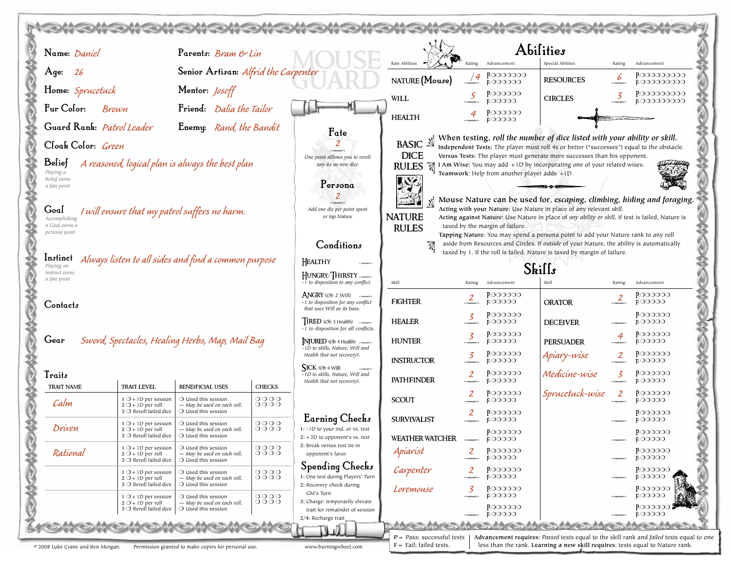# Mouse Guard

**Name:** Daniel

**Age:** 26

**Home:** Sprucetuck

**Fur Color:** Brown

**Guard Rank:** Patrol Leader

**Cloak Color:** Green

**Parents:** Bram & Lin

**Senior Artisan:** Alfrid the Carpenter

**Mentor:** Joseff

**Friend:** Dalia the Tailor

**Enemy:** Rand, the Bandit

**Belief** *(Playing a Belief earns a fate point)*: A reasoned, logical plan is always the best plan

**Goal** *(Accomplishing a Goal earns a persona point)*: I will ensure that my patrol suffers no harm.

**Instinct** *(Playing an Instinct earns a fate point)*: Always listen to all sides and find a common purpose

**Contacts**

**Gear:** Sword, Spectacles, Healing Herbs, Map, Mail Bag

## Traits

| TRAIT NAME | TRAIT LEVEL | BENEFICIAL USES | CHECKS |
|---|---|---|---|
| Calm | 1 ❍ +1D per session<br>2 ❍ +1D per roll<br>3 ❍ Reroll failed dice | ❍ Used this session<br>— May be used on each roll.<br>❍ Used this session | ❍❍❍❍ ❍❍❍❍ |
| Driven | 1 ❍ +1D per session<br>2 ❍ +1D per roll<br>3 ❍ Reroll failed dice | ❍ Used this session<br>— May be used on each roll.<br>❍ Used this session | ❍❍❍❍ ❍❍❍❍ |
| Rational | 1 ❍ +1D per session<br>2 ❍ +1D per roll<br>3 ❍ Reroll failed dice | ❍ Used this session<br>— May be used on each roll.<br>❍ Used this session | ❍❍❍❍ ❍❍❍❍ |
| | 1 ❍ +1D per session<br>2 ❍ +1D per roll<br>3 ❍ Reroll failed dice | ❍ Used this session<br>— May be used on each roll.<br>❍ Used this session | ❍❍❍❍ ❍❍❍❍ |
| | 1 ❍ +1D per session<br>2 ❍ +1D per roll<br>3 ❍ Reroll failed dice | ❍ Used this session<br>— May be used on each roll.<br>❍ Used this session | ❍❍❍❍ ❍❍❍❍ |

## Fate

2

*One point allows you to reroll any 6s as new dice*

## Persona

2

*Add one die per point spent or tap Nature*

## Conditions

- **Healthy**
- **Hungry/Thirsty** — *-1 to disposition to any conflict.*
- **Angry** (Ob 2 Will) — *-1 to disposition for any conflict that uses Will as its base.*
- **Tired** (Ob 3 Health) — *-1 to disposition for all conflicts.*
- **Injured** (Ob 4 Health) — *-1D to skills, Nature, Will and Health (but not recovery).*
- **Sick** (Ob 4 Will) — *-1D to skills, Nature, Will and Health (but not recovery).*

## Earning Checks

1: -1D to your ind. or vs. test
2: +2D to opponent's vs. test
2: Break versus test tie in opponent's favor

## Spending Checks

1: One test during Players' Turn
2: Recovery check during GM's Turn
3: Charge: temporarily elevate trait for remainder of session
2/4: Recharge trait

## Abilities

| Raw Abilities | Rating | Advancement | Special Abilities | Rating | Advancement |
|---|---|---|---|---|---|
| NATURE (Mouse) | /4 | P: ❍❍❍❍❍❍❍ F: ❍❍❍❍❍❍ | RESOURCES | 6 | P: ❍❍❍❍❍❍❍❍❍ F: ❍❍❍❍❍❍❍❍❍ |
| WILL | 5 | P: ❍❍❍❍❍❍ F: ❍❍❍❍❍ | CIRCLES | 3 | P: ❍❍❍❍❍❍❍❍❍ F: ❍❍❍❍❍❍❍❍❍ |
| HEALTH | 4 | P: ❍❍❍❍❍❍ F: ❍❍❍❍❍ | | | |

### Basic Dice Rules

When testing, *roll the number of dice listed with your ability or skill.*

**Independent Tests:** The player must roll 4s or better ("successes") equal to the obstacle.
**Versus Tests:** The player must generate more successes than his opponent.
**I Am Wise:** You may add +1D by incorporating one of your related wises.
**Teamwork:** Help from another player adds +1D

### Nature Rules

Mouse Nature can be used for, *escaping, climbing, hiding and foraging.*

**Acting with your Nature:** Use Nature in place of any relevant *skill.*
**Acting against Nature:** Use Nature in place of *any ability or skill*, if test is failed, Nature is taxed by the margin of failure.
**Tapping Nature:** You may spend a persona point to add your Nature rank to any roll aside from Resources and Circles. If *outside* of your Nature, the ability is automatically taxed by 1. If the roll is failed, Nature is taxed by margin of failure.

## Skills

| Skill | Rating | Advancement | Skill | Rating | Advancement |
|---|---|---|---|---|---|
| FIGHTER | 2 | P: ❍❍❍❍❍❍ F: ❍❍❍❍❍ | ORATOR | 2 | P: ❍❍❍❍❍❍ F: ❍❍❍❍❍ |
| HEALER | 3 | P: ❍❍❍❍❍❍ F: ❍❍❍❍❍ | DECEIVER | | P: ❍❍❍❍❍❍ F: ❍❍❍❍❍ |
| HUNTER | 3 | P: ❍❍❍❍❍❍ F: ❍❍❍❍❍ | PERSUADER | 4 | P: ❍❍❍❍❍❍ F: ❍❍❍❍❍ |
| INSTRUCTOR | 3 | P: ❍❍❍❍❍❍ F: ❍❍❍❍❍ | Apiary-wise | 2 | P: ❍❍❍❍❍❍ F: ❍❍❍❍❍ |
| PATHFINDER | 2 | P: ❍❍❍❍❍❍ F: ❍❍❍❍❍ | Medicine-wise | 3 | P: ❍❍❍❍❍❍ F: ❍❍❍❍❍ |
| SCOUT | 2 | P: ❍❍❍❍❍❍ F: ❍❍❍❍❍ | Sprucetuck-wise | 2 | P: ❍❍❍❍❍❍ F: ❍❍❍❍❍ |
| SURVIVALIST | 2 | P: ❍❍❍❍❍❍ F: ❍❍❍❍❍ | | | P: ❍❍❍❍❍❍ F: ❍❍❍❍❍ |
| WEATHER WATCHER | | P: ❍❍❍❍❍❍ F: ❍❍❍❍❍ | | | P: ❍❍❍❍❍❍ F: ❍❍❍❍❍ |
| Apiarist | 2 | P: ❍❍❍❍❍❍ F: ❍❍❍❍❍ | | | P: ❍❍❍❍❍❍ F: ❍❍❍❍❍ |
| Carpenter | 2 | P: ❍❍❍❍❍❍ F: ❍❍❍❍❍ | | | P: ❍❍❍❍❍❍ F: ❍❍❍❍❍ |
| Loremouse | 3 | P: ❍❍❍❍❍❍ F: ❍❍❍❍❍ | | | P: ❍❍❍❍❍❍ F: ❍❍❍❍❍ |
| | | P: ❍❍❍❍❍❍ F: ❍❍❍❍❍ | | | P: ❍❍❍❍❍❍ F: ❍❍❍❍❍ |

P = Pass; successful tests
F = Fail; failed tests.

**Advancement requires:** *Passed* tests equal to the skill rank and *failed* tests equal to one less than the rank. **Learning a new skill requires:** tests equal to Nature rank.

© 2008 Luke Crane and Ben Morgan. Permission granted to make copies for personal use. www.burningwheel.com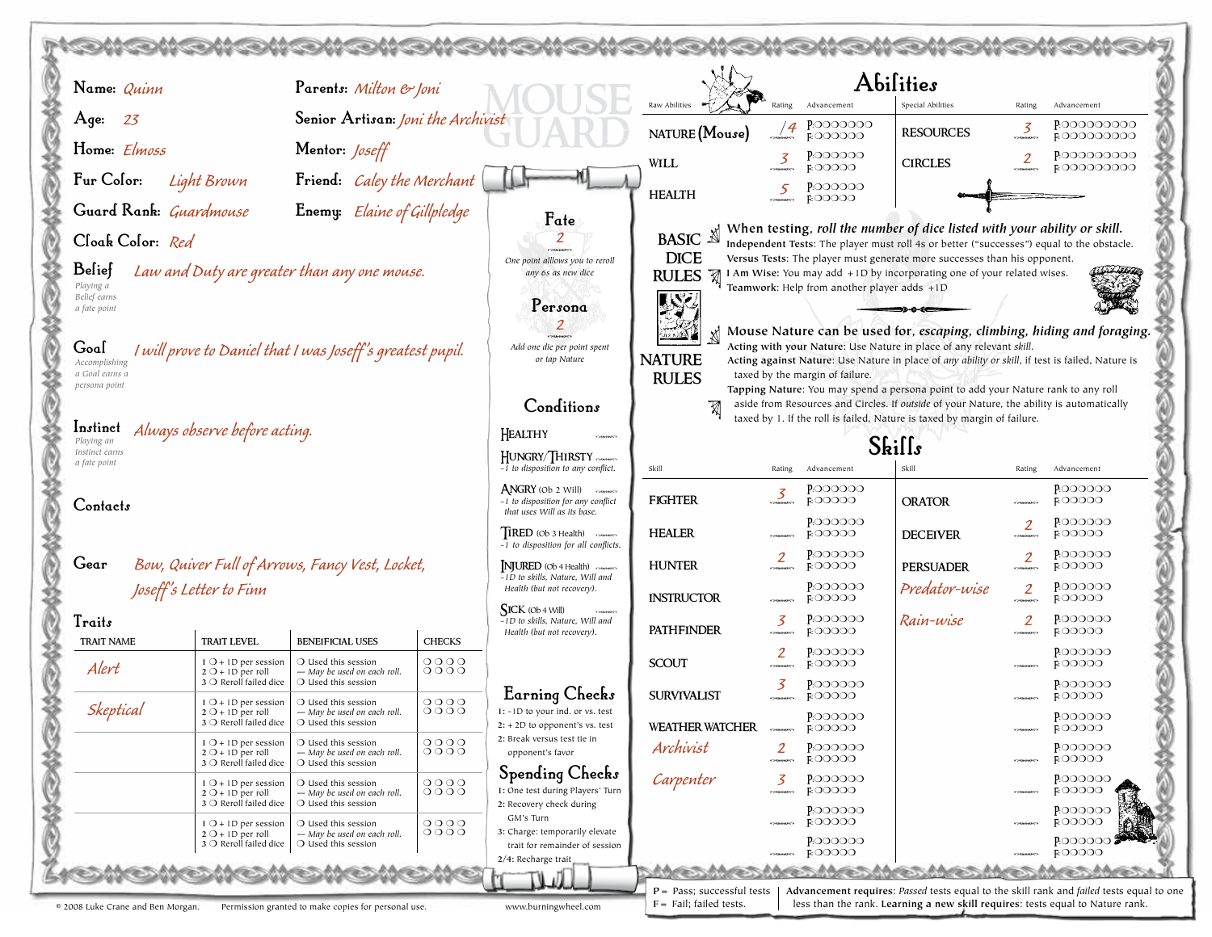# MOUSE GUARD

**Name:** *Quinn*

**Age:** *23*

**Home:** *Elmoss*

**Fur Color:** *Light Brown*

**Guard Rank:** *Guardmouse*

**Cloak Color:** *Red*

**Parents:** *Milton & Joni*

**Senior Artisan:** *Joni the Archivist*

**Mentor:** *Joseff*

**Friend:** *Caley the Merchant*

**Enemy:** *Elaine of Gillpledge*

**Belief** (Playing a Belief earns a fate point): *Law and Duty are greater than any one mouse.*

**Goal** (Accomplishing a Goal earns a persona point): *I will prove to Daniel that I was Joseff's greatest pupil.*

**Instinct** (Playing an Instinct earns a fate point): *Always observe before acting.*

**Contacts**

**Gear:** *Bow, Quiver Full of Arrows, Fancy Vest, Locket, Joseff's Letter to Finn*

## Traits

| TRAIT NAME | TRAIT LEVEL | BENEIFICIAL USES | CHECKS |
|---|---|---|---|
| *Alert* | 1 ❍ +1D per session<br>2 ❍ +1D per roll<br>3 ❍ Reroll failed dice | ❍ Used this session<br>— May be used on each roll.<br>❍ Used this session | ❍❍❍❍<br>❍❍❍❍ |
| *Skeptical* | 1 ❍ +1D per session<br>2 ❍ +1D per roll<br>3 ❍ Reroll failed dice | ❍ Used this session<br>— May be used on each roll.<br>❍ Used this session | ❍❍❍❍<br>❍❍❍❍ |
| | 1 ❍ +1D per session<br>2 ❍ +1D per roll<br>3 ❍ Reroll failed dice | ❍ Used this session<br>— May be used on each roll.<br>❍ Used this session | ❍❍❍❍<br>❍❍❍❍ |
| | 1 ❍ +1D per session<br>2 ❍ +1D per roll<br>3 ❍ Reroll failed dice | ❍ Used this session<br>— May be used on each roll.<br>❍ Used this session | ❍❍❍❍<br>❍❍❍❍ |
| | 1 ❍ +1D per session<br>2 ❍ +1D per roll<br>3 ❍ Reroll failed dice | ❍ Used this session<br>— May be used on each roll.<br>❍ Used this session | ❍❍❍❍<br>❍❍❍❍ |

## Fate

*2*

One point allows you to reroll any 6s as new dice

## Persona

*2*

Add one die per point spent or tap Nature

## Conditions

**Healthy**

**Hungry/Thirsty** — -1 to disposition to any conflict.

**Angry** (Ob 2 Will) — -1 to disposition for any conflict that uses Will as its base.

**Tired** (Ob 3 Health) — -1 to disposition for all conflicts.

**Injured** (Ob 4 Health) — -1D to skills, Nature, Will and Health (but not recovery).

**Sick** (Ob 4 Will) — -1D to skills, Nature, Will and Health (but not recovery).

## Earning Checks

1: -1D to your ind. or vs. test
2: +2D to opponent's vs. test
2: Break versus test tie in opponent's favor

## Spending Checks

1: One test during Players' Turn
2: Recovery check during GM's Turn
3: Charge: temporarily elevate trait for remainder of session
2/4: Recharge trait

## Abilities

| Raw Abilities | Rating | Advancement | Special Abilities | Rating | Advancement |
|---|---|---|---|---|---|
| NATURE (Mouse) | */4* | P: ❍❍❍❍❍❍❍ F: ❍❍❍❍❍❍ | RESOURCES | *3* | P: ❍❍❍❍❍❍❍❍❍❍ F: ❍❍❍❍❍❍❍❍❍ |
| WILL | *3* | P: ❍❍❍❍❍❍ F: ❍❍❍❍❍ | CIRCLES | *2* | P: ❍❍❍❍❍❍❍❍❍❍ F: ❍❍❍❍❍❍❍❍❍ |
| HEALTH | *5* | P: ❍❍❍❍❍❍ F: ❍❍❍❍❍ | | | |

### Basic Dice Rules

When testing, *roll the number of dice listed with your ability or skill.*

**Independent Tests:** The player must roll 4s or better ("successes") equal to the obstacle.

**Versus Tests:** The player must generate more successes than his opponent.

**I Am Wise:** You may add +1D by incorporating one of your related wises.

**Teamwork:** Help from another player adds +1D

### Nature Rules

**Mouse Nature can be used for, *escaping, climbing, hiding and foraging.***

**Acting with your Nature:** Use Nature in place of any relevant *skill.*

**Acting against Nature:** Use Nature in place of *any ability or skill*, if test is failed, Nature is taxed by the margin of failure.

**Tapping Nature:** You may spend a persona point to add your Nature rank to any roll aside from Resources and Circles. If *outside* of your Nature, the ability is automatically taxed by 1. If the roll is failed, Nature is taxed by margin of failure.

## Skills

| Skill | Rating | Advancement | Skill | Rating | Advancement |
|---|---|---|---|---|---|
| FIGHTER | *3* | P: ❍❍❍❍❍❍ F: ❍❍❍❍❍ | ORATOR | | P: ❍❍❍❍❍❍ F: ❍❍❍❍❍ |
| HEALER | | P: ❍❍❍❍❍❍ F: ❍❍❍❍❍ | DECEIVER | *2* | P: ❍❍❍❍❍❍ F: ❍❍❍❍❍ |
| HUNTER | *2* | P: ❍❍❍❍❍❍ F: ❍❍❍❍❍ | PERSUADER | *2* | P: ❍❍❍❍❍❍ F: ❍❍❍❍❍ |
| INSTRUCTOR | | P: ❍❍❍❍❍❍ F: ❍❍❍❍❍ | *Predator-wise* | *2* | P: ❍❍❍❍❍❍ F: ❍❍❍❍❍ |
| PATHFINDER | *3* | P: ❍❍❍❍❍❍ F: ❍❍❍❍❍ | *Rain-wise* | *2* | P: ❍❍❍❍❍❍ F: ❍❍❍❍❍ |
| SCOUT | *2* | P: ❍❍❍❍❍❍ F: ❍❍❍❍❍ | | | P: ❍❍❍❍❍❍ F: ❍❍❍❍❍ |
| SURVIVALIST | *3* | P: ❍❍❍❍❍❍ F: ❍❍❍❍❍ | | | P: ❍❍❍❍❍❍ F: ❍❍❍❍❍ |
| WEATHER WATCHER | | P: ❍❍❍❍❍❍ F: ❍❍❍❍❍ | | | P: ❍❍❍❍❍❍ F: ❍❍❍❍❍ |
| *Archivist* | *2* | P: ❍❍❍❍❍❍ F: ❍❍❍❍❍ | | | P: ❍❍❍❍❍❍ F: ❍❍❍❍❍ |
| *Carpenter* | *3* | P: ❍❍❍❍❍❍ F: ❍❍❍❍❍ | | | P: ❍❍❍❍❍❍ F: ❍❍❍❍❍ |
| | | P: ❍❍❍❍❍❍ F: ❍❍❍❍❍ | | | P: ❍❍❍❍❍❍ F: ❍❍❍❍❍ |
| | | P: ❍❍❍❍❍❍ F: ❍❍❍❍❍ | | | P: ❍❍❍❍❍❍ F: ❍❍❍❍❍ |

P = Pass; successful tests
F = Fail; failed tests.

**Advancement requires**: *Passed* tests equal to the skill rank and *failed* tests equal to one less than the rank. **Learning a new skill requires**: tests equal to Nature rank.

© 2008 Luke Crane and Ben Morgan. Permission granted to make copies for personal use. www.burningwheel.com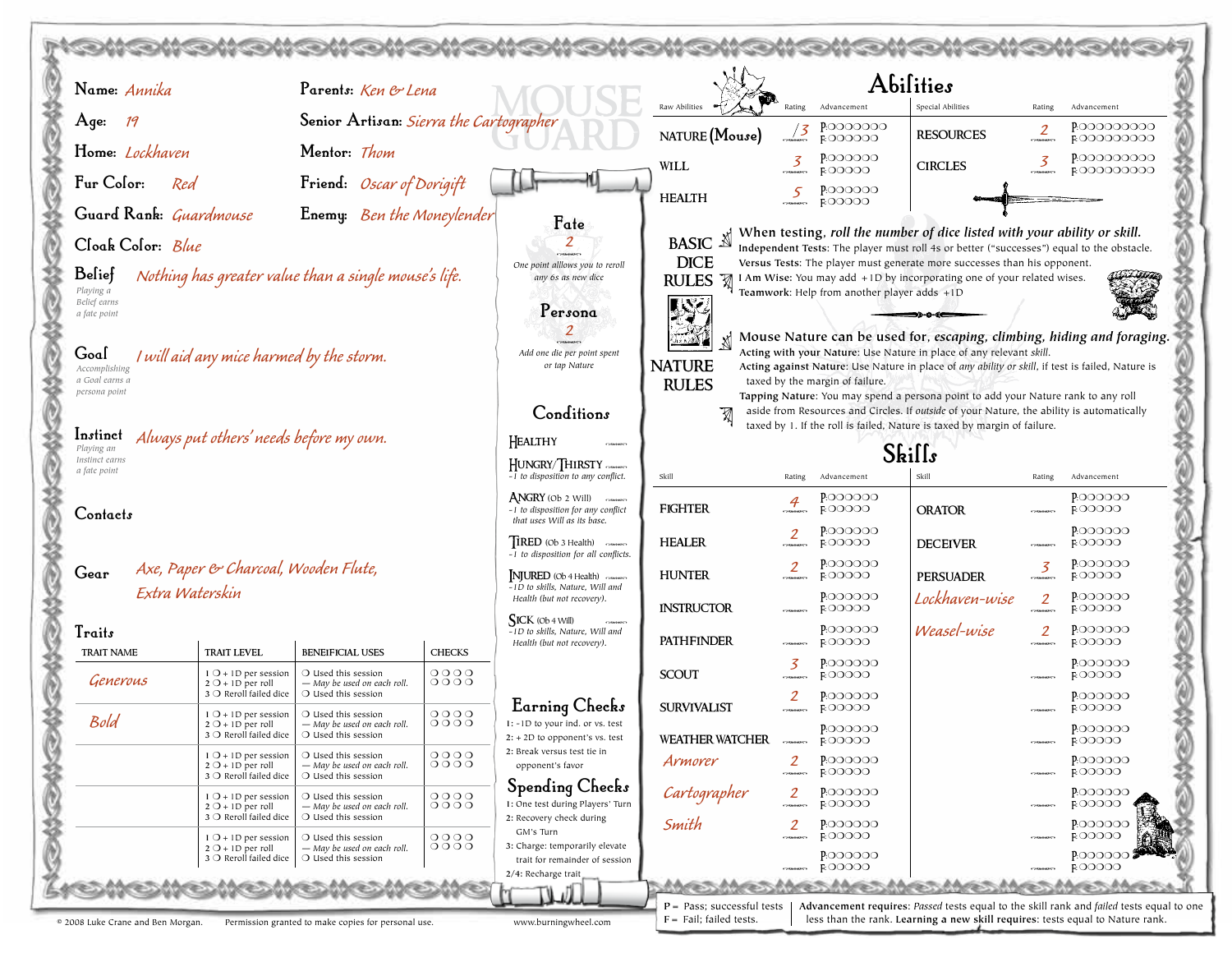# Mouse Guard

**Name:** Annika

**Age:** 19

**Home:** Lockhaven

**Fur Color:** Red

**Guard Rank:** Guardmouse

**Cloak Color:** Blue

**Parents:** Ken & Lena

**Senior Artisan:** Sierra the Cartographer

**Mentor:** Thom

**Friend:** Oscar of Dorigift

**Enemy:** Ben the Moneylender

**Belief** (*Playing a Belief earns a fate point*): *Nothing has greater value than a single mouse's life.*

**Goal** (*Accomplishing a Goal earns a persona point*): *I will aid any mice harmed by the storm.*

**Instinct** (*Playing an Instinct earns a fate point*): *Always put others' needs before my own.*

**Contacts**

**Gear:** Axe, Paper & Charcoal, Wooden Flute, Extra Waterskin

## Traits

| TRAIT NAME | TRAIT LEVEL | BENEFICIAL USES | CHECKS |
|---|---|---|---|
| Generous | 1 ❍ + 1D per session<br>2 ❍ + 1D per roll<br>3 ❍ Reroll failed dice | ❍ Used this session<br>— May be used on each roll.<br>❍ Used this session | ❍❍❍❍ ❍❍❍❍ |
| Bold | 1 ❍ + 1D per session<br>2 ❍ + 1D per roll<br>3 ❍ Reroll failed dice | ❍ Used this session<br>— May be used on each roll.<br>❍ Used this session | ❍❍❍❍ ❍❍❍❍ |
| | 1 ❍ + 1D per session<br>2 ❍ + 1D per roll<br>3 ❍ Reroll failed dice | ❍ Used this session<br>— May be used on each roll.<br>❍ Used this session | ❍❍❍❍ ❍❍❍❍ |
| | 1 ❍ + 1D per session<br>2 ❍ + 1D per roll<br>3 ❍ Reroll failed dice | ❍ Used this session<br>— May be used on each roll.<br>❍ Used this session | ❍❍❍❍ ❍❍❍❍ |
| | 1 ❍ + 1D per session<br>2 ❍ + 1D per roll<br>3 ❍ Reroll failed dice | ❍ Used this session<br>— May be used on each roll.<br>❍ Used this session | ❍❍❍❍ ❍❍❍❍ |

## Fate
2

*One point allows you to reroll any 6s as new dice*

## Persona
2

*Add one die per point spent or tap Nature*

## Conditions

- **Healthy**
- **Hungry/Thirsty** — *-1 to disposition to any conflict.*
- **Angry** (Ob 2 Will) — *-1 to disposition for any conflict that uses Will as its base.*
- **Tired** (Ob 3 Health) — *-1 to disposition for all conflicts.*
- **Injured** (Ob 4 Health) — *-1D to skills, Nature, Will and Health (but not recovery).*
- **Sick** (Ob 4 Will) — *-1D to skills, Nature, Will and Health (but not recovery).*

## Earning Checks
1: -1D to your ind. or vs. test
2: + 2D to opponent's vs. test
2: Break versus test tie in opponent's favor

## Spending Checks
1: One test during Players' Turn
2: Recovery check during GM's Turn
3: Charge: temporarily elevate trait for remainder of session
2/4: Recharge trait

## Abilities

| Raw Abilities | Rating | Advancement | Special Abilities | Rating | Advancement |
|---|---|---|---|---|---|
| NATURE (Mouse) | /3 | P: ○○○○○○○ F: ○○○○○○ | RESOURCES | 2 | P: ○○○○○○○○○ F: ○○○○○○○○○ |
| WILL | 3 | P: ○○○○○○ F: ○○○○○ | CIRCLES | 3 | P: ○○○○○○○○○ F: ○○○○○○○○○ |
| HEALTH | 5 | P: ○○○○○○ F: ○○○○○ | | | |

### Basic Dice Rules

When testing, *roll the number of dice listed with your ability or skill.*

**Independent Tests:** The player must roll 4s or better ("successes") equal to the obstacle.
**Versus Tests:** The player must generate more successes than his opponent.
**I Am Wise:** You may add +1D by incorporating one of your related wises.
**Teamwork:** Help from another player adds +1D

### Nature Rules

Mouse Nature can be used for, *escaping, climbing, hiding and foraging.*

**Acting with your Nature:** Use Nature in place of any relevant *skill.*
**Acting against Nature:** Use Nature in place of *any ability or skill*, if test is failed, Nature is taxed by the margin of failure.
**Tapping Nature:** You may spend a persona point to add your Nature rank to any roll aside from Resources and Circles. If *outside* of your Nature, the ability is automatically taxed by 1. If the roll is failed, Nature is taxed by margin of failure.

## Skills

| Skill | Rating | Advancement | Skill | Rating | Advancement |
|---|---|---|---|---|---|
| FIGHTER | 4 | P: ○○○○○○ F: ○○○○○ | ORATOR | | P: ○○○○○○ F: ○○○○○ |
| HEALER | 2 | P: ○○○○○○ F: ○○○○○ | DECEIVER | | P: ○○○○○○ F: ○○○○○ |
| HUNTER | 2 | P: ○○○○○○ F: ○○○○○ | PERSUADER | 3 | P: ○○○○○○ F: ○○○○○ |
| INSTRUCTOR | | P: ○○○○○○ F: ○○○○○ | Lockhaven-wise | 2 | P: ○○○○○○ F: ○○○○○ |
| PATHFINDER | | P: ○○○○○○ F: ○○○○○ | Weasel-wise | 2 | P: ○○○○○○ F: ○○○○○ |
| SCOUT | 3 | P: ○○○○○○ F: ○○○○○ | | | P: ○○○○○○ F: ○○○○○ |
| SURVIVALIST | 2 | P: ○○○○○○ F: ○○○○○ | | | P: ○○○○○○ F: ○○○○○ |
| WEATHER WATCHER | | P: ○○○○○○ F: ○○○○○ | | | P: ○○○○○○ F: ○○○○○ |
| Armorer | 2 | P: ○○○○○○ F: ○○○○○ | | | P: ○○○○○○ F: ○○○○○ |
| Cartographer | 2 | P: ○○○○○○ F: ○○○○○ | | | P: ○○○○○○ F: ○○○○○ |
| Smith | 2 | P: ○○○○○○ F: ○○○○○ | | | P: ○○○○○○ F: ○○○○○ |
| | | P: ○○○○○○ F: ○○○○○ | | | P: ○○○○○○ F: ○○○○○ |

P = Pass; successful tests
F = Fail; failed tests.

**Advancement requires:** *Passed* tests equal to the skill rank and *failed* tests equal to one less than the rank. **Learning a new skill requires:** tests equal to Nature rank.

© 2008 Luke Crane and Ben Morgan. Permission granted to make copies for personal use. www.burningwheel.com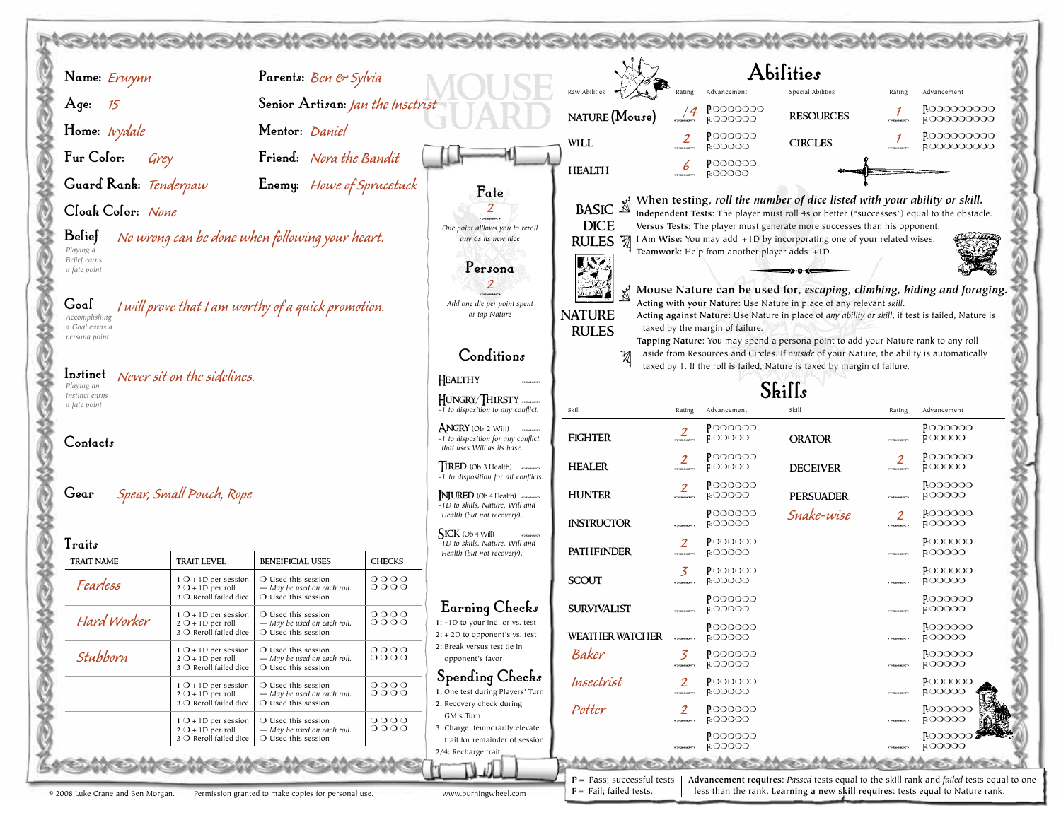# Mouse Guard

**Name:** Eruynn

**Age:** 15

**Home:** Ivydale

**Fur Color:** Grey

**Guard Rank:** Tenderpaw

**Cloak Color:** None

**Parents:** Ben & Sylvia

**Senior Artisan:** Jan the Insctrist

**Mentor:** Daniel

**Friend:** Nora the Bandit

**Enemy:** Howe of Sprucetuck

**Belief** (Playing a Belief earns a fate point): No wrong can be done when following your heart.

**Goal** (Accomplishing a Goal earns a persona point): I will prove that I am worthy of a quick promotion.

**Instinct** (Playing an Instinct earns a fate point): Never sit on the sidelines.

**Contacts**

**Gear:** Spear, Small Pouch, Rope

## Traits

| TRAIT NAME | TRAIT LEVEL | BENEIFICIAL USES | CHECKS |
|---|---|---|---|
| Fearless | 1 ❍ +1D per session<br>2 ❍ +1D per roll<br>3 ❍ Reroll failed dice | ❍ Used this session<br>— May be used on each roll.<br>❍ Used this session | ❍❍❍❍<br>❍❍❍❍ |
| Hard Worker | 1 ❍ +1D per session<br>2 ❍ +1D per roll<br>3 ❍ Reroll failed dice | ❍ Used this session<br>— May be used on each roll.<br>❍ Used this session | ❍❍❍❍<br>❍❍❍❍ |
| Stubborn | 1 ❍ +1D per session<br>2 ❍ +1D per roll<br>3 ❍ Reroll failed dice | ❍ Used this session<br>— May be used on each roll.<br>❍ Used this session | ❍❍❍❍<br>❍❍❍❍ |
| | 1 ❍ +1D per session<br>2 ❍ +1D per roll<br>3 ❍ Reroll failed dice | ❍ Used this session<br>— May be used on each roll.<br>❍ Used this session | ❍❍❍❍<br>❍❍❍❍ |
| | 1 ❍ +1D per session<br>2 ❍ +1D per roll<br>3 ❍ Reroll failed dice | ❍ Used this session<br>— May be used on each roll.<br>❍ Used this session | ❍❍❍❍<br>❍❍❍❍ |

## Fate

2

One point allows you to reroll any 6s as new dice

## Persona

2

Add one die per point spent or tap Nature

## Conditions

- **Healthy**
- **Hungry/Thirsty** — -1 to disposition to any conflict.
- **Angry** (Ob 2 Will) — -1 to disposition for any conflict that uses Will as its base.
- **Tired** (Ob 3 Health) — -1 to disposition for all conflicts.
- **Injured** (Ob 4 Health) — -1D to skills, Nature, Will and Health (but not recovery).
- **Sick** (Ob 4 Will) — -1D to skills, Nature, Will and Health (but not recovery).

## Earning Checks

1: -1D to your ind. or vs. test
2: +2D to opponent's vs. test
2: Break versus test tie in opponent's favor

## Spending Checks

1: One test during Players' Turn
2: Recovery check during GM's Turn
3: Charge: temporarily elevate trait for remainder of session
2/4: Recharge trait

## Abilities

| Raw Abilities | Rating | Advancement | Special Abilities | Rating | Advancement |
|---|---|---|---|---|---|
| NATURE (Mouse) | /4 | P: ❍❍❍❍❍❍❍ F: ❍❍❍❍❍❍ | RESOURCES | 1 | P: ❍❍❍❍❍❍❍❍❍❍ F: ❍❍❍❍❍❍❍❍❍ |
| WILL | 2 | P: ❍❍❍❍❍❍ F: ❍❍❍❍❍ | CIRCLES | 1 | P: ❍❍❍❍❍❍❍❍❍❍ F: ❍❍❍❍❍❍❍❍❍ |
| HEALTH | 6 | P: ❍❍❍❍❍❍ F: ❍❍❍❍❍ | | | |

## Basic Dice Rules

When testing, *roll the number of dice listed with your ability or skill.*

**Independent Tests:** The player must roll 4s or better ("successes") equal to the obstacle.

**Versus Tests:** The player must generate more successes than his opponent.

**I Am Wise:** You may add +1D by incorporating one of your related wises.

**Teamwork:** Help from another player adds +1D

## Nature Rules

Mouse Nature can be used for, *escaping, climbing, hiding and foraging.*

**Acting with your Nature:** Use Nature in place of any relevant *skill.*

**Acting against Nature:** Use Nature in place of *any ability or skill*, if test is failed, Nature is taxed by the margin of failure.

**Tapping Nature:** You may spend a persona point to add your Nature rank to any roll aside from Resources and Circles. If *outside* of your Nature, the ability is automatically taxed by 1. If the roll is failed, Nature is taxed by margin of failure.

## Skills

| Skill | Rating | Advancement | Skill | Rating | Advancement |
|---|---|---|---|---|---|
| FIGHTER | 2 | P: ❍❍❍❍❍❍ F: ❍❍❍❍❍ | ORATOR | | P: ❍❍❍❍❍❍ F: ❍❍❍❍❍ |
| HEALER | 2 | P: ❍❍❍❍❍❍ F: ❍❍❍❍❍ | DECEIVER | 2 | P: ❍❍❍❍❍❍ F: ❍❍❍❍❍ |
| HUNTER | 2 | P: ❍❍❍❍❍❍ F: ❍❍❍❍❍ | PERSUADER | | P: ❍❍❍❍❍❍ F: ❍❍❍❍❍ |
| INSTRUCTOR | | P: ❍❍❍❍❍❍ F: ❍❍❍❍❍ | Snake-wise | 2 | P: ❍❍❍❍❍❍ F: ❍❍❍❍❍ |
| PATHFINDER | 2 | P: ❍❍❍❍❍❍ F: ❍❍❍❍❍ | | | P: ❍❍❍❍❍❍ F: ❍❍❍❍❍ |
| SCOUT | 3 | P: ❍❍❍❍❍❍ F: ❍❍❍❍❍ | | | P: ❍❍❍❍❍❍ F: ❍❍❍❍❍ |
| SURVIVALIST | | P: ❍❍❍❍❍❍ F: ❍❍❍❍❍ | | | P: ❍❍❍❍❍❍ F: ❍❍❍❍❍ |
| WEATHER WATCHER | | P: ❍❍❍❍❍❍ F: ❍❍❍❍❍ | | | P: ❍❍❍❍❍❍ F: ❍❍❍❍❍ |
| Baker | 3 | P: ❍❍❍❍❍❍ F: ❍❍❍❍❍ | | | P: ❍❍❍❍❍❍ F: ❍❍❍❍❍ |
| Insectrist | 2 | P: ❍❍❍❍❍❍ F: ❍❍❍❍❍ | | | P: ❍❍❍❍❍❍ F: ❍❍❍❍❍ |
| Potter | 2 | P: ❍❍❍❍❍❍ F: ❍❍❍❍❍ | | | P: ❍❍❍❍❍❍ F: ❍❍❍❍❍ |
| | | P: ❍❍❍❍❍❍ F: ❍❍❍❍❍ | | | P: ❍❍❍❍❍❍ F: ❍❍❍❍❍ |

P = Pass; successful tests
F = Fail; failed tests.

**Advancement requires:** *Passed* tests equal to the skill rank and *failed* tests equal to one less than the rank. **Learning a new skill requires:** tests equal to Nature rank.

© 2008 Luke Crane and Ben Morgan. Permission granted to make copies for personal use. www.burningwheel.com